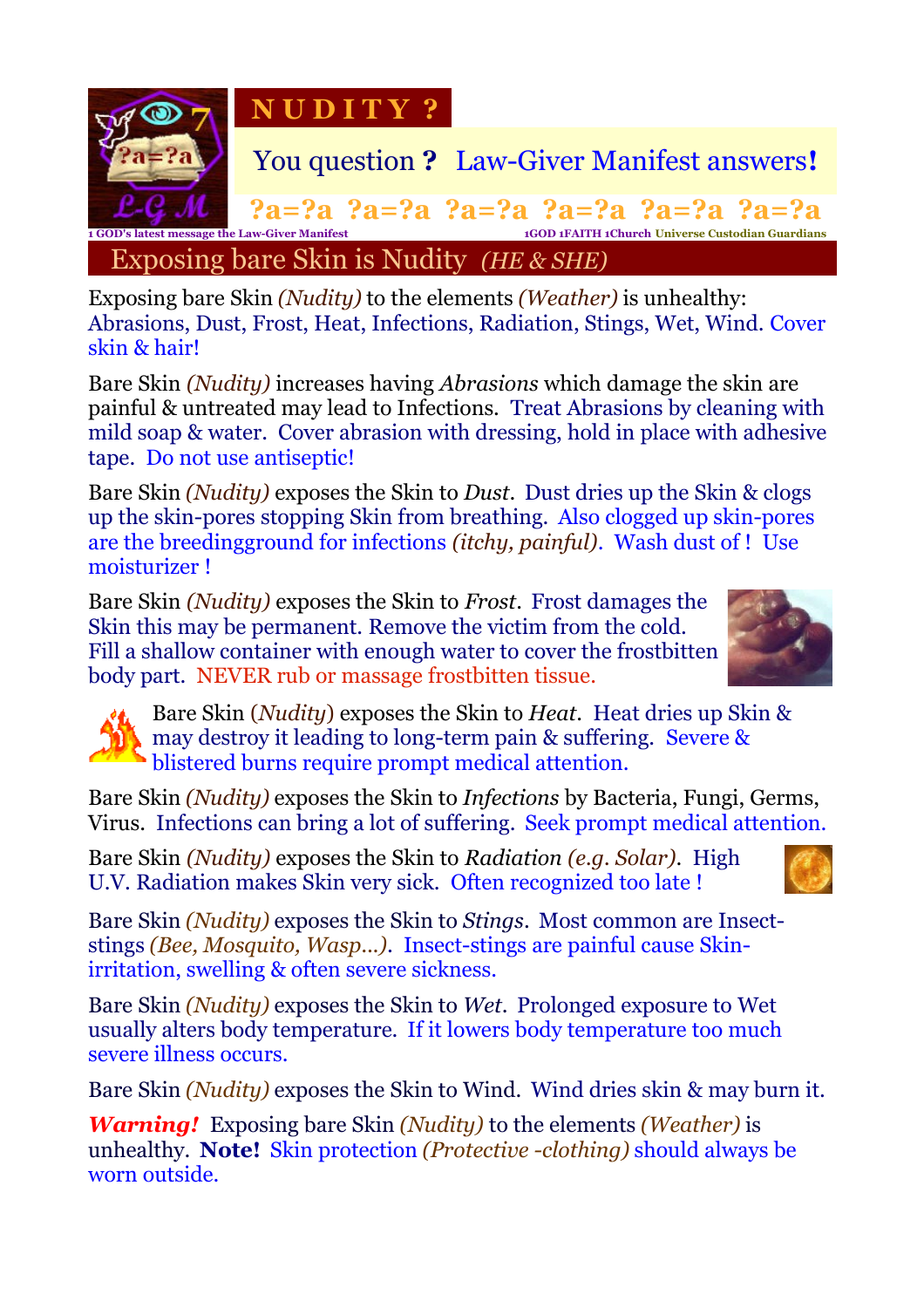# N U D I T Y ?

You question **?** Law-Giver Manifest answers**!**

?a=?a ?a=?a ?a=?a ?a=?a ?a=?a ?a=?a

1 GOD's latest message the Law-Giver Manifest    1GOD 1FAITH 1Church Universe Custodian Guardians

## Exposing bare Skin is Nudity *(HE & SHE)*

Exposing bare Skin *(Nudity)* to the elements *(Weather)* is unhealthy: Abrasions, Dust, Frost, Heat, Infections, Radiation, Stings, Wet, Wind. Cover skin & hair!

Bare Skin *(Nudity)* increases having *Abrasions* which damage the skin are painful & untreated may lead to Infections. Treat Abrasions by cleaning with mild soap & water. Cover abrasion with dressing, hold in place with adhesive tape. Do not use antiseptic!

Bare Skin *(Nudity)* exposes the Skin to *Dust*. Dust dries up the Skin & clogs up the skin-pores stopping Skin from breathing. Also clogged up skin-pores are the breedingground for infections *(itchy, painful)*. Wash dust of ! Use moisturizer !

Bare Skin *(Nudity)* exposes the Skin to *Frost*. Frost damages the Skin this may be permanent. Remove the victim from the cold. Fill a shallow container with enough water to cover the frostbitten body part. NEVER rub or massage frostbitten tissue.

Bare Skin (*Nudity*) exposes the Skin to *Heat*. Heat dries up Skin & may destroy it leading to long-term pain & suffering. Severe & blistered burns require prompt medical attention.

Bare Skin *(Nudity)* exposes the Skin to *Infections* by Bacteria, Fungi, Germs, Virus. Infections can bring a lot of suffering. Seek prompt medical attention.

Bare Skin *(Nudity)* exposes the Skin to *Radiation (e.g. Solar)*. High U.V. Radiation makes Skin very sick. Often recognized too late !

Bare Skin *(Nudity)* exposes the Skin to *Stings*. Most common are Insect-stings *(Bee, Mosquito, Wasp...)*. Insect-stings are painful cause Skin-irritation, swelling & often severe sickness.

Bare Skin *(Nudity)* exposes the Skin to *Wet*. Prolonged exposure to Wet usually alters body temperature. If it lowers body temperature too much severe illness occurs.

Bare Skin *(Nudity)* exposes the Skin to Wind. Wind dries skin & may burn it.

***Warning!*** Exposing bare Skin *(Nudity)* to the elements *(Weather)* is unhealthy. **Note!** Skin protection *(Protective -clothing)* should always be worn outside.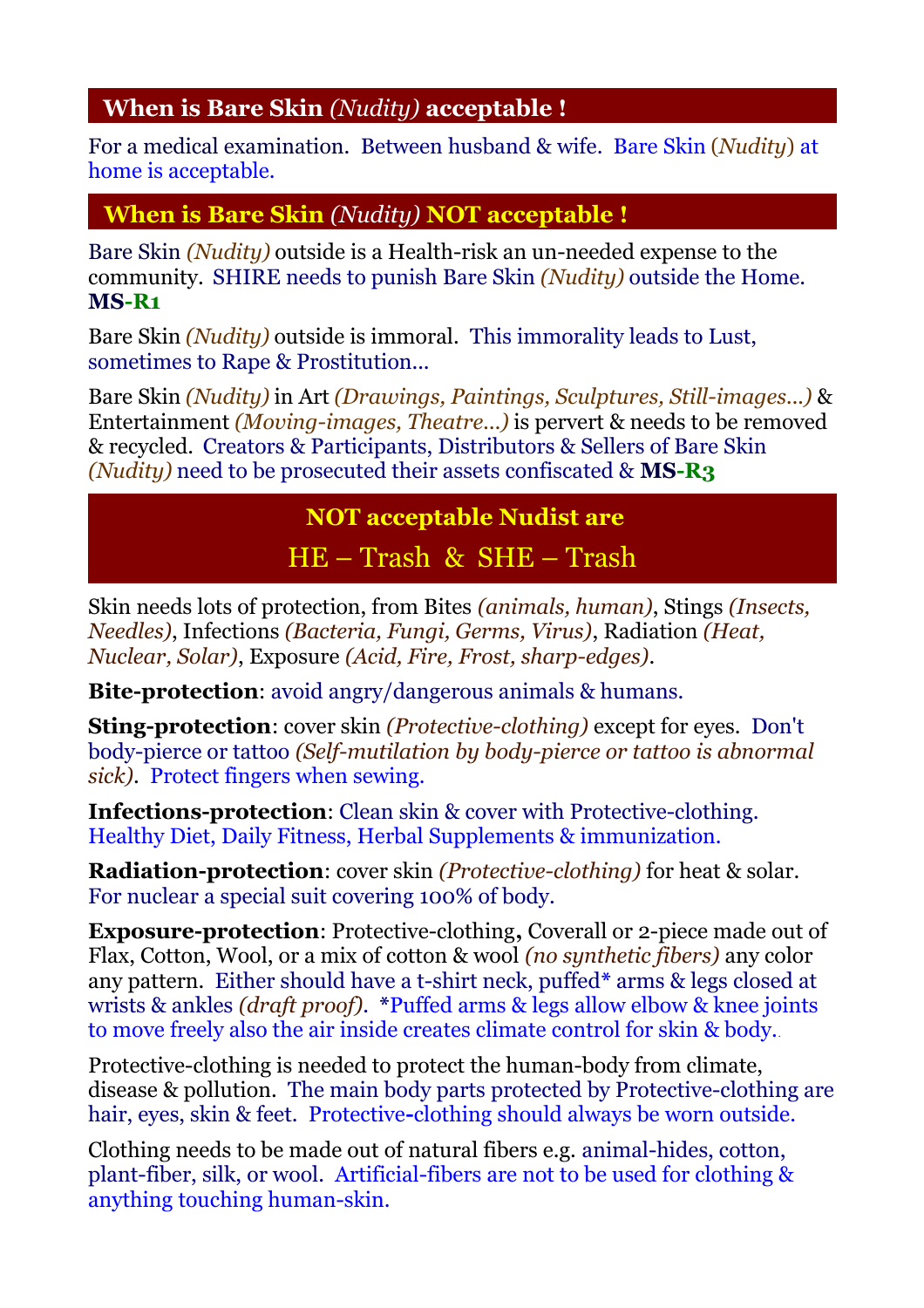## When is Bare Skin *(Nudity)* acceptable !

For a medical examination. Between husband & wife. Bare Skin (*Nudity*) at home is acceptable.

## When is Bare Skin *(Nudity)* NOT acceptable !

Bare Skin *(Nudity)* outside is a Health-risk an un-needed expense to the community. SHIRE needs to punish Bare Skin *(Nudity)* outside the Home. **MS-R1**

Bare Skin *(Nudity)* outside is immoral. This immorality leads to Lust, sometimes to Rape & Prostitution…

Bare Skin *(Nudity)* in Art *(Drawings, Paintings, Sculptures, Still-images…)* & Entertainment *(Moving-images, Theatre…)* is pervert & needs to be removed & recycled. Creators & Participants, Distributors & Sellers of Bare Skin *(Nudity)* need to be prosecuted their assets confiscated & **MS-R3**

## NOT acceptable Nudist are

## HE – Trash & SHE – Trash

Skin needs lots of protection, from Bites *(animals, human)*, Stings *(Insects, Needles)*, Infections *(Bacteria, Fungi, Germs, Virus)*, Radiation *(Heat, Nuclear, Solar)*, Exposure *(Acid, Fire, Frost, sharp-edges)*.

**Bite-protection**: avoid angry/dangerous animals & humans.

**Sting-protection**: cover skin *(Protective-clothing)* except for eyes. Don't body-pierce or tattoo *(Self-mutilation by body-pierce or tattoo is abnormal sick)*. Protect fingers when sewing.

**Infections-protection**: Clean skin & cover with Protective-clothing. Healthy Diet, Daily Fitness, Herbal Supplements & immunization.

**Radiation-protection**: cover skin *(Protective-clothing)* for heat & solar. For nuclear a special suit covering 100% of body.

**Exposure-protection**: Protective-clothing, Coverall or 2-piece made out of Flax, Cotton, Wool, or a mix of cotton & wool *(no synthetic fibers)* any color any pattern. Either should have a t-shirt neck, puffed* arms & legs closed at wrists & ankles *(draft proof)*. *Puffed arms & legs allow elbow & knee joints to move freely also the air inside creates climate control for skin & body.

Protective-clothing is needed to protect the human-body from climate, disease & pollution. The main body parts protected by Protective-clothing are hair, eyes, skin & feet. Protective-clothing should always be worn outside.

Clothing needs to be made out of natural fibers e.g. animal-hides, cotton, plant-fiber, silk, or wool. Artificial-fibers are not to be used for clothing & anything touching human-skin.